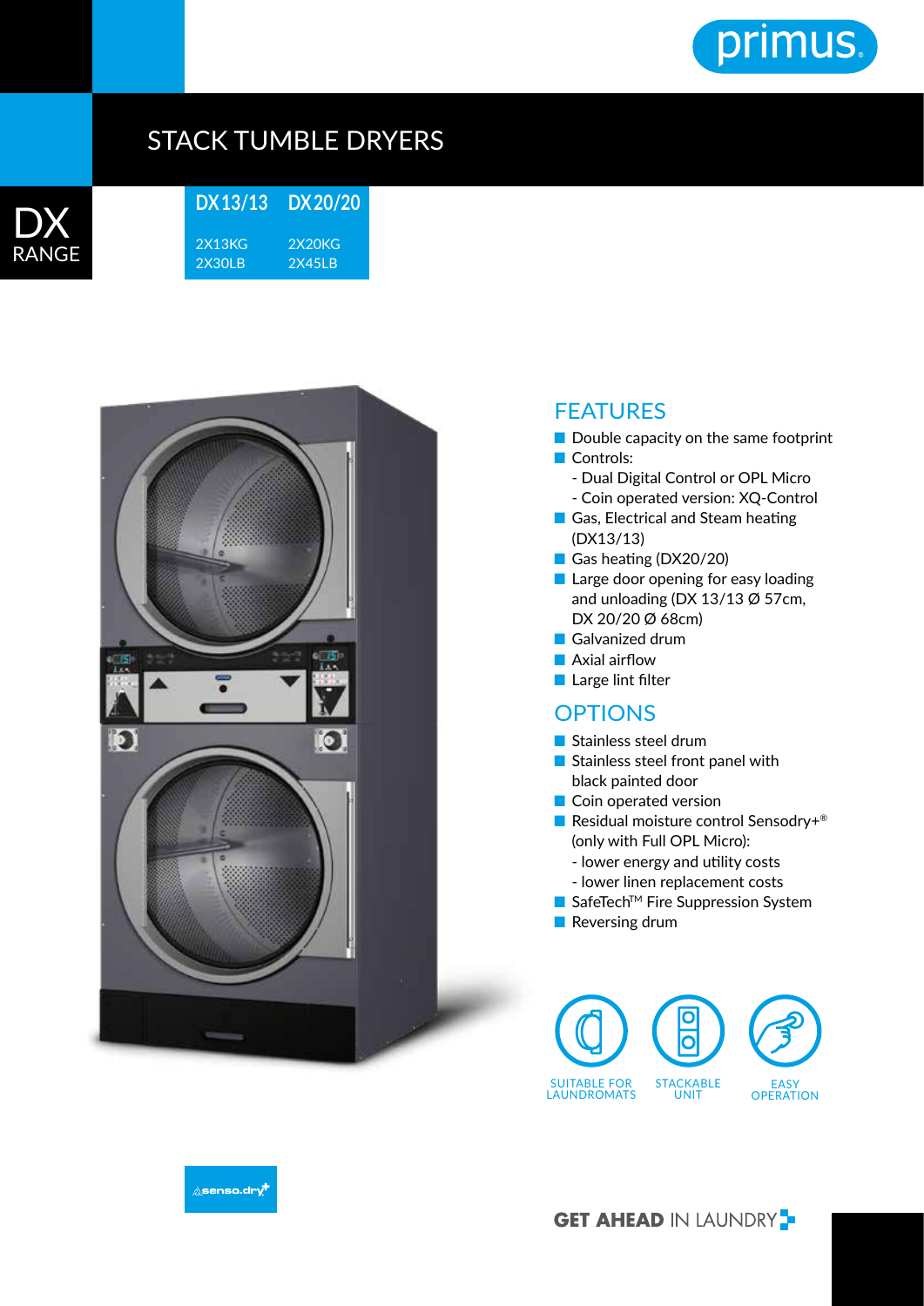primus.

# STACK TUMBLE DRYERS

## DX RANGE

| DX13/13 | DX20/20 |
|---|---|
| 2X13KG | 2X20KG |
| 2X30LB | 2X45LB |

## FEATURES

- Double capacity on the same footprint
- Controls:
  - Dual Digital Control or OPL Micro
  - Coin operated version: XQ-Control
- Gas, Electrical and Steam heating (DX13/13)
- Gas heating (DX20/20)
- Large door opening for easy loading and unloading (DX 13/13 Ø 57cm, DX 20/20 Ø 68cm)
- Galvanized drum
- Axial airflow
- Large lint filter

## OPTIONS

- Stainless steel drum
- Stainless steel front panel with black painted door
- Coin operated version
- Residual moisture control Sensodry+® (only with Full OPL Micro):
  - lower energy and utility costs
  - lower linen replacement costs
- SafeTech™ Fire Suppression System
- Reversing drum

SUITABLE FOR LAUNDROMATS

STACKABLE UNIT

EASY OPERATION

senso.dry+

**GET AHEAD** IN LAUNDRY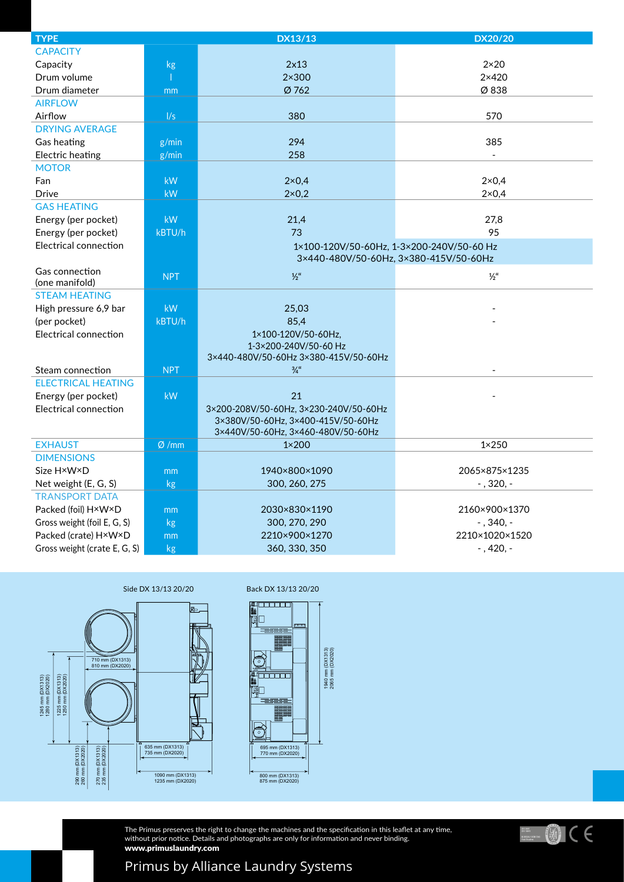| TYPE | | DX13/13 | DX20/20 |
|---|---|---|---|
| **CAPACITY** | | | |
| Capacity | kg | 2x13 | 2×20 |
| Drum volume | l | 2×300 | 2×420 |
| Drum diameter | mm | Ø 762 | Ø 838 |
| **AIRFLOW** | | | |
| Airflow | l/s | 380 | 570 |
| **DRYING AVERAGE** | | | |
| Gas heating | g/min | 294 | 385 |
| Electric heating | g/min | 258 | - |
| **MOTOR** | | | |
| Fan | kW | 2×0,4 | 2×0,4 |
| Drive | kW | 2×0,2 | 2×0,4 |
| **GAS HEATING** | | | |
| Energy (per pocket) | kW | 21,4 | 27,8 |
| Energy (per pocket) | kBTU/h | 73 | 95 |
| Electrical connection | | 1×100-120V/50-60Hz, 1-3×200-240V/50-60 Hz 3×440-480V/50-60Hz, 3×380-415V/50-60Hz | |
| Gas connection (one manifold) | NPT | ½" | ½" |
| **STEAM HEATING** | | | |
| High pressure 6,9 bar | kW | 25,03 | - |
| (per pocket) | kBTU/h | 85,4 | - |
| Electrical connection | | 1×100-120V/50-60Hz, 1-3×200-240V/50-60 Hz 3×440-480V/50-60Hz 3×380-415V/50-60Hz | |
| Steam connection | NPT | ¾" | - |
| **ELECTRICAL HEATING** | | | |
| Energy (per pocket) | kW | 21 | - |
| Electrical connection | | 3×200-208V/50-60Hz, 3×230-240V/50-60Hz 3×380V/50-60Hz, 3×400-415V/50-60Hz 3×440V/50-60Hz, 3×460-480V/50-60Hz | |
| **EXHAUST** | Ø /mm | 1×200 | 1×250 |
| **DIMENSIONS** | | | |
| Size H×W×D | mm | 1940×800×1090 | 2065×875×1235 |
| Net weight (E, G, S) | kg | 300, 260, 275 | - , 320, - |
| **TRANSPORT DATA** | | | |
| Packed (foil) H×W×D | mm | 2030×830×1190 | 2160×900×1370 |
| Gross weight (foil E, G, S) | kg | 300, 270, 290 | - , 340, - |
| Packed (crate) H×W×D | mm | 2210×900×1270 | 2210×1020×1520 |
| Gross weight (crate E, G, S) | kg | 360, 330, 350 | - , 420, - |

Side DX 13/13 20/20

710 mm (DX1313)
810 mm (DX2020)

1245 mm (DX1313)
1280 mm (DX2020)

1225 mm (DX1313)
1250 mm (DX2020)

290 mm (DX1313)
260 mm (DX2020)

270 mm (DX1313)
236 mm (DX2020)

635 mm (DX1313)
735 mm (DX2020)

1090 mm (DX1313)
1235 mm (DX2020)

Back DX 13/13 20/20

1940 mm (DX1313)
2065 mm (DX2020)

695 mm (DX1313)
770 mm (DX2020)

800 mm (DX1313)
875 mm (DX2020)

The Primus preserves the right to change the machines and the specification in this leaflet at any time, without prior notice. Details and photographs are only for information and never binding.
**www.primuslaundry.com**

Primus by Alliance Laundry Systems